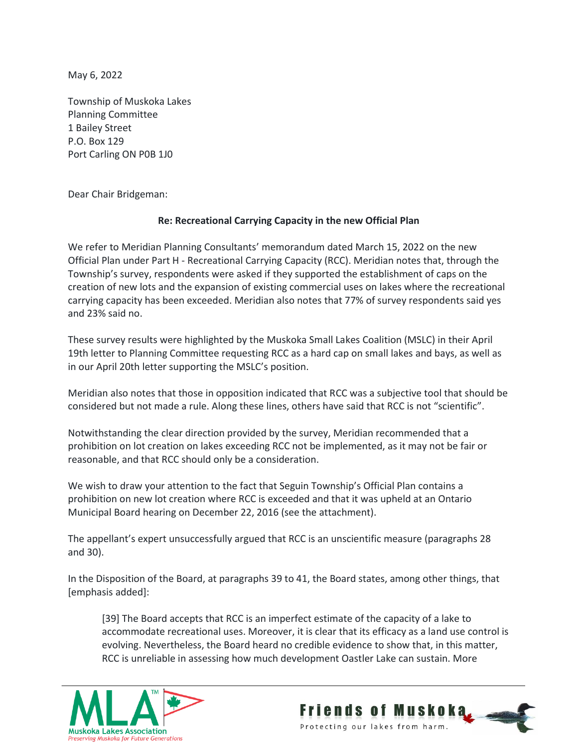May 6, 2022

Township of Muskoka Lakes
Planning Committee
1 Bailey Street
P.O. Box 129
Port Carling ON P0B 1J0

Dear Chair Bridgeman:

**Re: Recreational Carrying Capacity in the new Official Plan**

We refer to Meridian Planning Consultants' memorandum dated March 15, 2022 on the new Official Plan under Part H - Recreational Carrying Capacity (RCC). Meridian notes that, through the Township's survey, respondents were asked if they supported the establishment of caps on the creation of new lots and the expansion of existing commercial uses on lakes where the recreational carrying capacity has been exceeded. Meridian also notes that 77% of survey respondents said yes and 23% said no.

These survey results were highlighted by the Muskoka Small Lakes Coalition (MSLC) in their April 19th letter to Planning Committee requesting RCC as a hard cap on small lakes and bays, as well as in our April 20th letter supporting the MSLC's position.

Meridian also notes that those in opposition indicated that RCC was a subjective tool that should be considered but not made a rule. Along these lines, others have said that RCC is not "scientific".

Notwithstanding the clear direction provided by the survey, Meridian recommended that a prohibition on lot creation on lakes exceeding RCC not be implemented, as it may not be fair or reasonable, and that RCC should only be a consideration.

We wish to draw your attention to the fact that Seguin Township's Official Plan contains a prohibition on new lot creation where RCC is exceeded and that it was upheld at an Ontario Municipal Board hearing on December 22, 2016 (see the attachment).

The appellant's expert unsuccessfully argued that RCC is an unscientific measure (paragraphs 28 and 30).

In the Disposition of the Board, at paragraphs 39 to 41, the Board states, among other things, that [emphasis added]:

> [39] The Board accepts that RCC is an imperfect estimate of the capacity of a lake to accommodate recreational uses. Moreover, it is clear that its efficacy as a land use control is evolving. Nevertheless, the Board heard no credible evidence to show that, in this matter, RCC is unreliable in assessing how much development Oastler Lake can sustain. More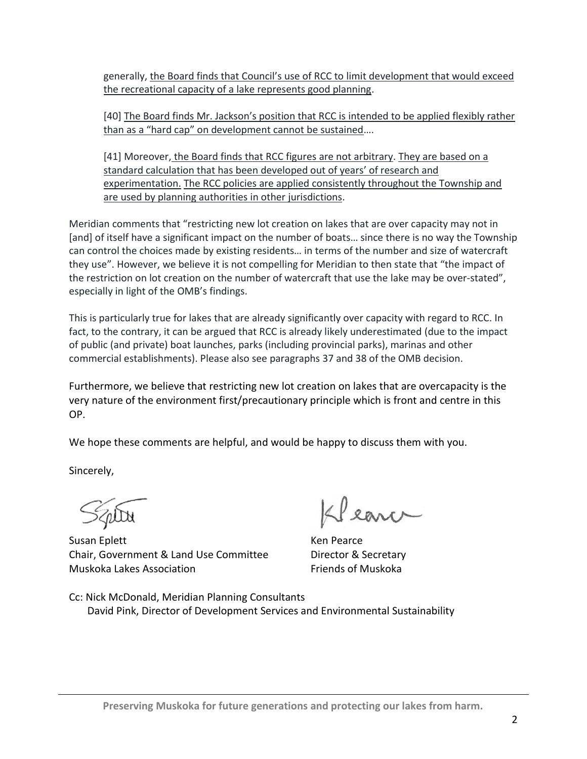generally, <u>the Board finds that Council's use of RCC to limit development that would exceed the recreational capacity of a lake represents good planning</u>.

[40] <u>The Board finds Mr. Jackson's position that RCC is intended to be applied flexibly rather than as a "hard cap" on development cannot be sustained</u>….

[41] Moreover, <u>the Board finds that RCC figures are not arbitrary</u>. <u>They are based on a standard calculation that has been developed out of years' of research and experimentation.</u> <u>The RCC policies are applied consistently throughout the Township and are used by planning authorities in other jurisdictions</u>.

Meridian comments that "restricting new lot creation on lakes that are over capacity may not in [and] of itself have a significant impact on the number of boats… since there is no way the Township can control the choices made by existing residents… in terms of the number and size of watercraft they use". However, we believe it is not compelling for Meridian to then state that "the impact of the restriction on lot creation on the number of watercraft that use the lake may be over-stated", especially in light of the OMB's findings.

This is particularly true for lakes that are already significantly over capacity with regard to RCC. In fact, to the contrary, it can be argued that RCC is already likely underestimated (due to the impact of public (and private) boat launches, parks (including provincial parks), marinas and other commercial establishments). Please also see paragraphs 37 and 38 of the OMB decision.

Furthermore, we believe that restricting new lot creation on lakes that are overcapacity is the very nature of the environment first/precautionary principle which is front and centre in this OP.

We hope these comments are helpful, and would be happy to discuss them with you.

Sincerely,

Susan Eplett
Chair, Government & Land Use Committee
Muskoka Lakes Association

Ken Pearce
Director & Secretary
Friends of Muskoka

Cc: Nick McDonald, Meridian Planning Consultants
David Pink, Director of Development Services and Environmental Sustainability

**Preserving Muskoka for future generations and protecting our lakes from harm.**